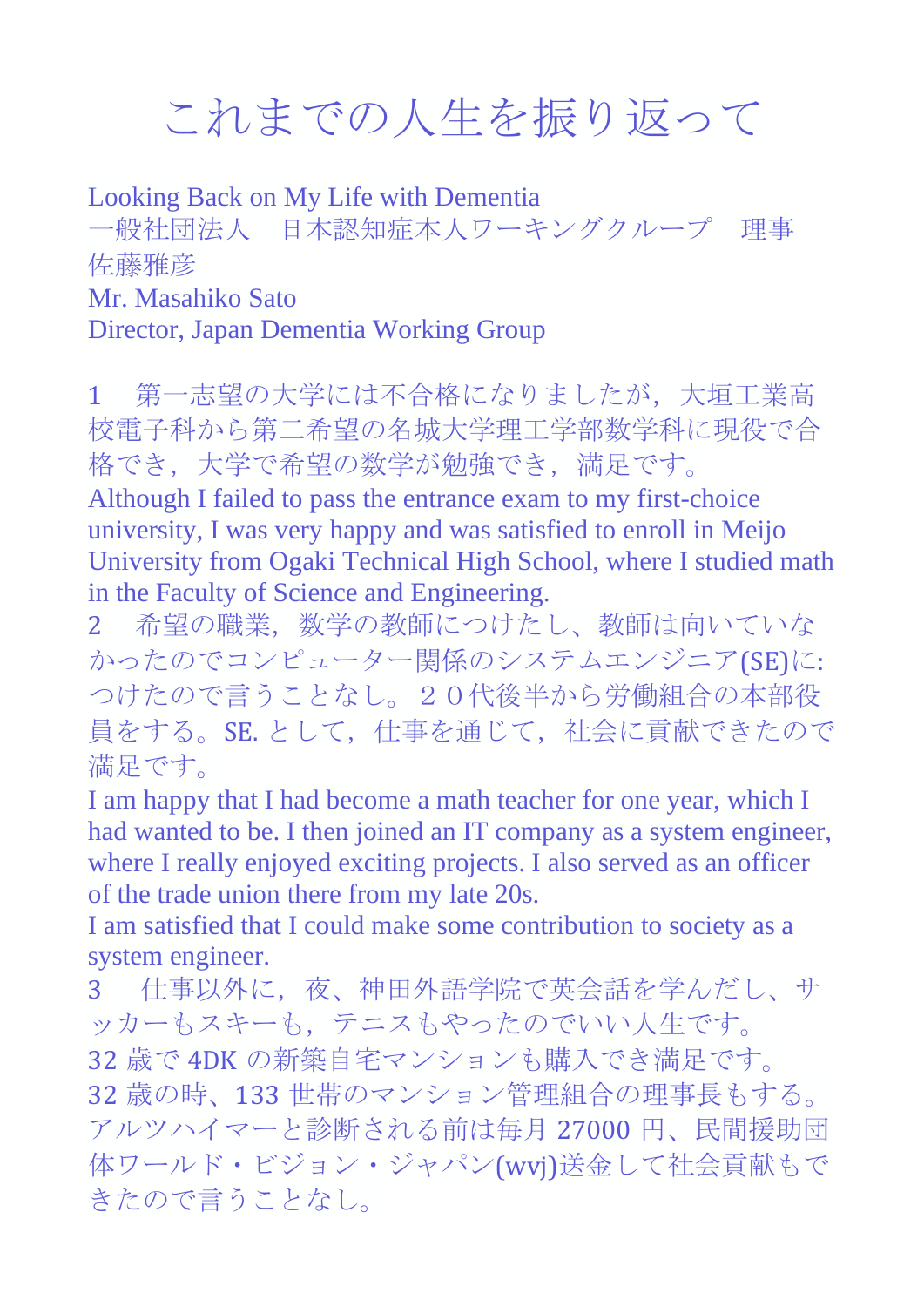# これまでの人生を振り返って

Looking Back on My Life with Dementia
一般社団法人　日本認知症本人ワーキンググループ　理事
佐藤雅彦
Mr. Masahiko Sato
Director, Japan Dementia Working Group

1　第一志望の大学には不合格になりましたが，大垣工業高校電子科から第二希望の名城大学理工学部数学科に現役で合格でき，大学で希望の数学が勉強でき，満足です。
Although I failed to pass the entrance exam to my first-choice university, I was very happy and was satisfied to enroll in Meijo University from Ogaki Technical High School, where I studied math in the Faculty of Science and Engineering.

2　希望の職業，数学の教師につけたし，教師は向いていなかったのでコンピューター関係のシステムエンジニア(SE)に:つけたので言うことなし。２０代後半から労働組合の本部役員をする。SE. として，仕事を通じて，社会に貢献できたので満足です。
I am happy that I had become a math teacher for one year, which I had wanted to be. I then joined an IT company as a system engineer, where I really enjoyed exciting projects. I also served as an officer of the trade union there from my late 20s.
I am satisfied that I could make some contribution to society as a system engineer.

3　仕事以外に，夜、神田外語学院で英会話を学んだし、サッカーもスキーも，テニスもやったのでいい人生です。
32 歳で 4DK の新築自宅マンションも購入でき満足です。
32 歳の時、133 世帯のマンション管理組合の理事長もする。
アルツハイマーと診断される前は毎月 27000 円、民間援助団体ワールド・ビジョン・ジャパン(wvj)送金して社会貢献もできたので言うことなし。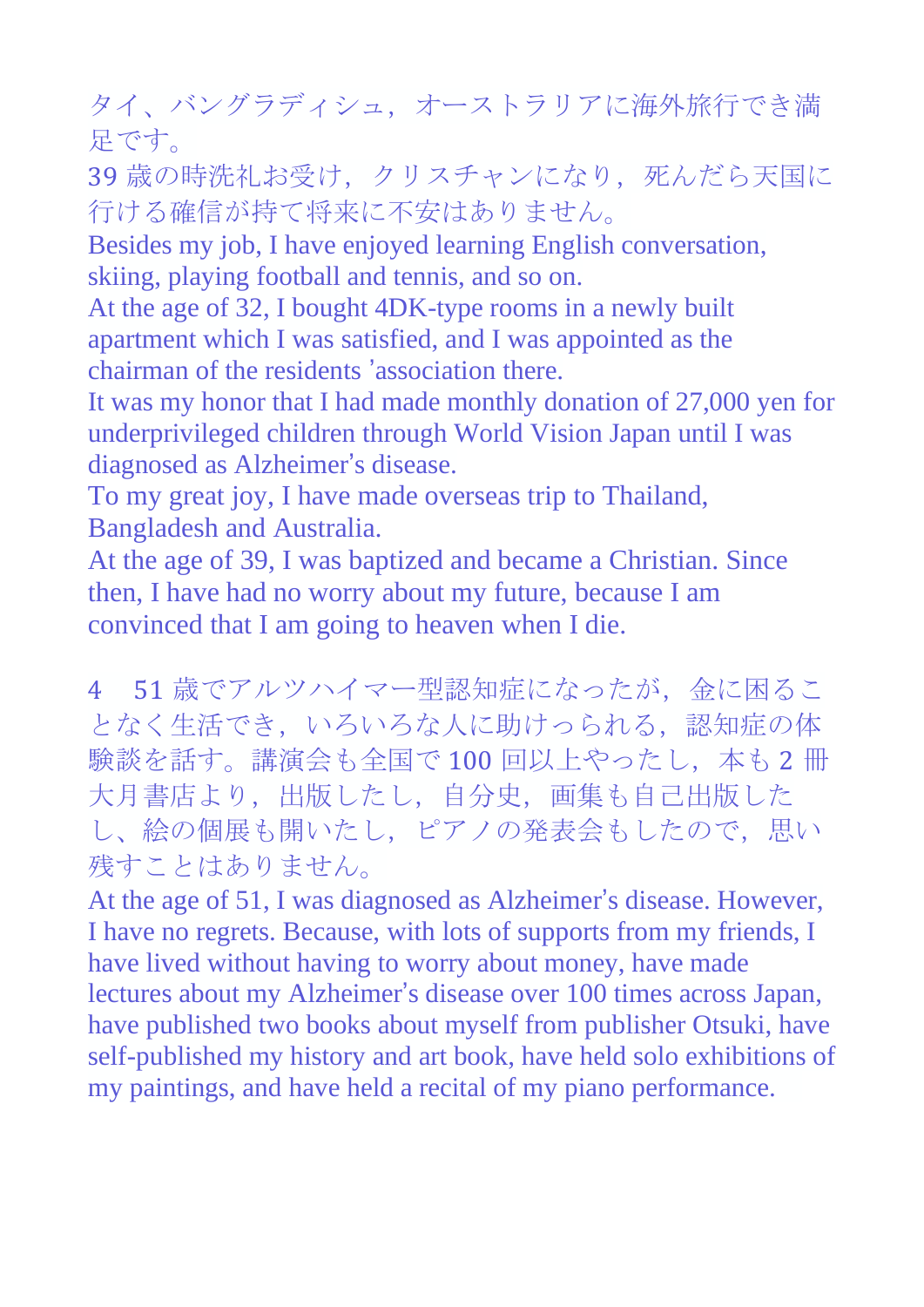タイ、バングラディシュ，オーストラリアに海外旅行でき満足です。

39 歳の時洗礼お受け，クリスチャンになり，死んだら天国に行ける確信が持て将来に不安はありません。

Besides my job, I have enjoyed learning English conversation, skiing, playing football and tennis, and so on.

At the age of 32, I bought 4DK-type rooms in a newly built apartment which I was satisfied, and I was appointed as the chairman of the residents 'association there.

It was my honor that I had made monthly donation of 27,000 yen for underprivileged children through World Vision Japan until I was diagnosed as Alzheimer's disease.

To my great joy, I have made overseas trip to Thailand, Bangladesh and Australia.

At the age of 39, I was baptized and became a Christian. Since then, I have had no worry about my future, because I am convinced that I am going to heaven when I die.

4　51 歳でアルツハイマー型認知症になったが，金に困ることなく生活でき，いろいろな人に助けっられる，認知症の体験談を話す。講演会も全国で 100 回以上やったし，本も 2 冊大月書店より，出版したし，自分史，画集も自己出版したし、絵の個展も開いたし，ピアノの発表会もしたので，思い残すことはありません。

At the age of 51, I was diagnosed as Alzheimer's disease. However, I have no regrets. Because, with lots of supports from my friends, I have lived without having to worry about money, have made lectures about my Alzheimer's disease over 100 times across Japan, have published two books about myself from publisher Otsuki, have self-published my history and art book, have held solo exhibitions of my paintings, and have held a recital of my piano performance.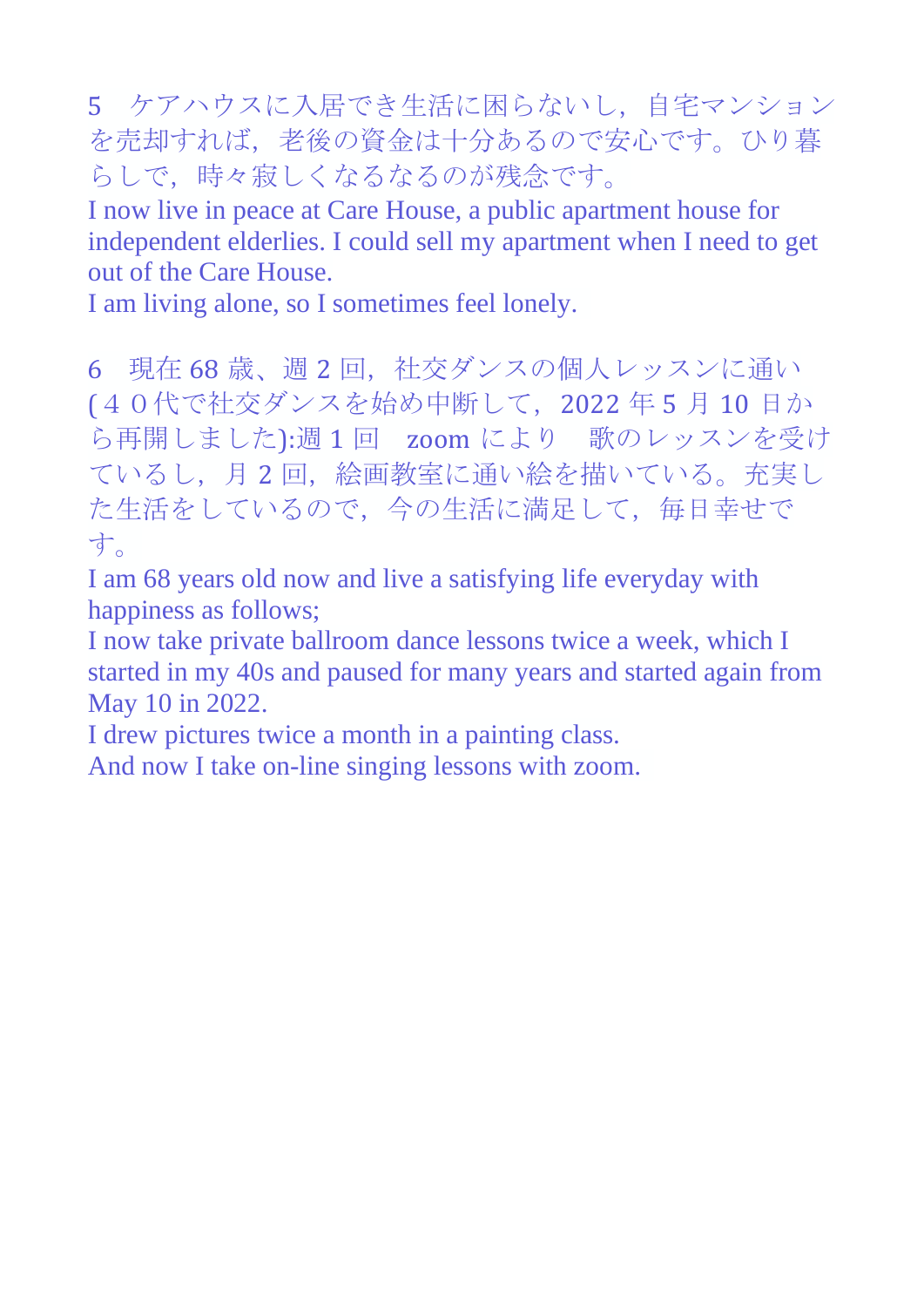5　ケアハウスに入居でき生活に困らないし，自宅マンションを売却すれば，老後の資金は十分あるので安心です。ひり暮らしで，時々寂しくなるなるのが残念です。

I now live in peace at Care House, a public apartment house for independent elderlies. I could sell my apartment when I need to get out of the Care House.

I am living alone, so I sometimes feel lonely.

6　現在 68 歳、週 2 回，社交ダンスの個人レッスンに通い(４０代で社交ダンスを始め中断して，2022 年 5 月 10 日から再開しました):週 1 回　zoom により　歌のレッスンを受けているし，月 2 回，絵画教室に通い絵を描いている。充実した生活をしているので，今の生活に満足して，毎日幸せです。

I am 68 years old now and live a satisfying life everyday with happiness as follows;

I now take private ballroom dance lessons twice a week, which I started in my 40s and paused for many years and started again from May 10 in 2022.

I drew pictures twice a month in a painting class.

And now I take on-line singing lessons with zoom.